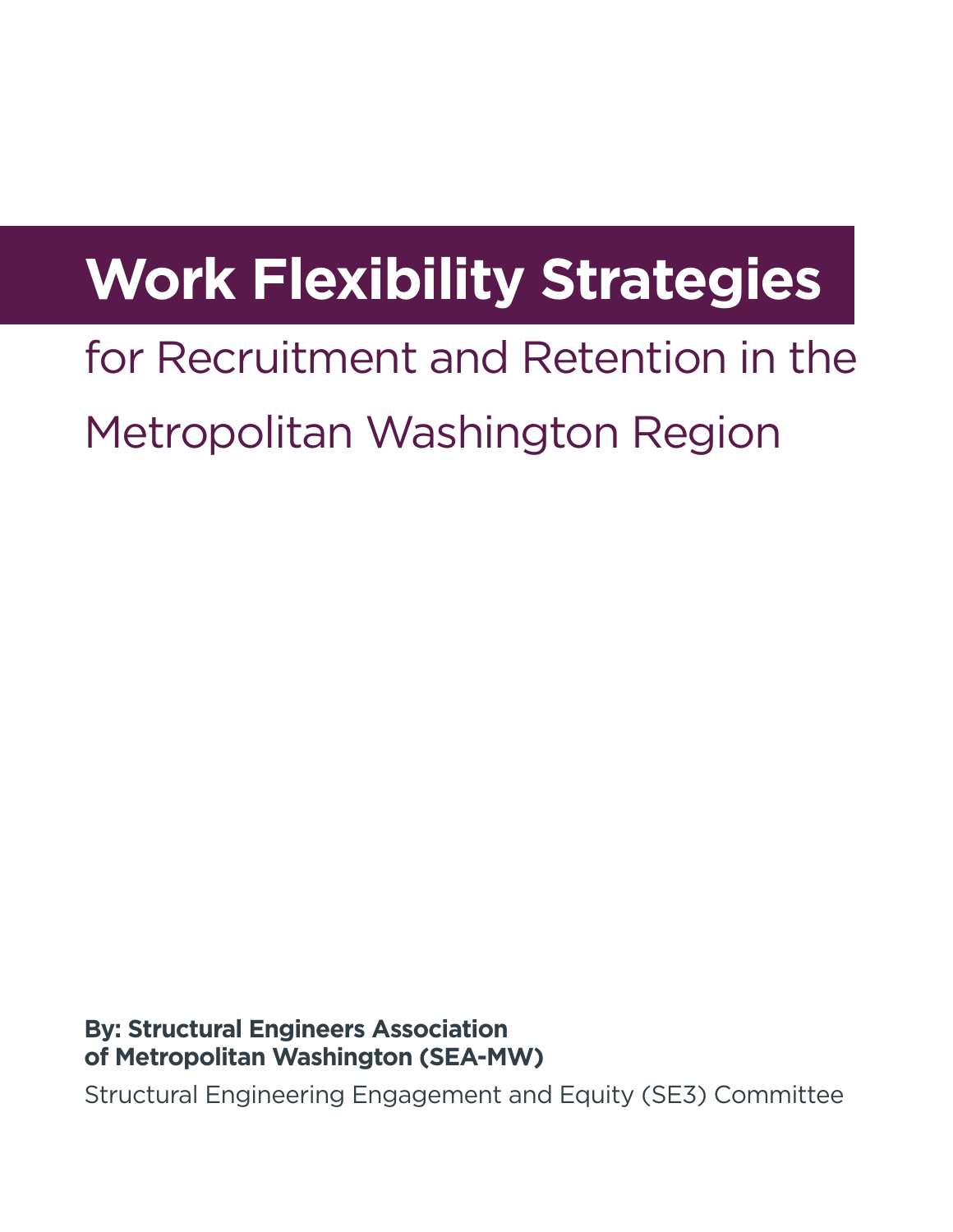# Work Flexibility Strategies

## for Recruitment and Retention in the Metropolitan Washington Region

**By: Structural Engineers Association of Metropolitan Washington (SEA-MW)**

Structural Engineering Engagement and Equity (SE3) Committee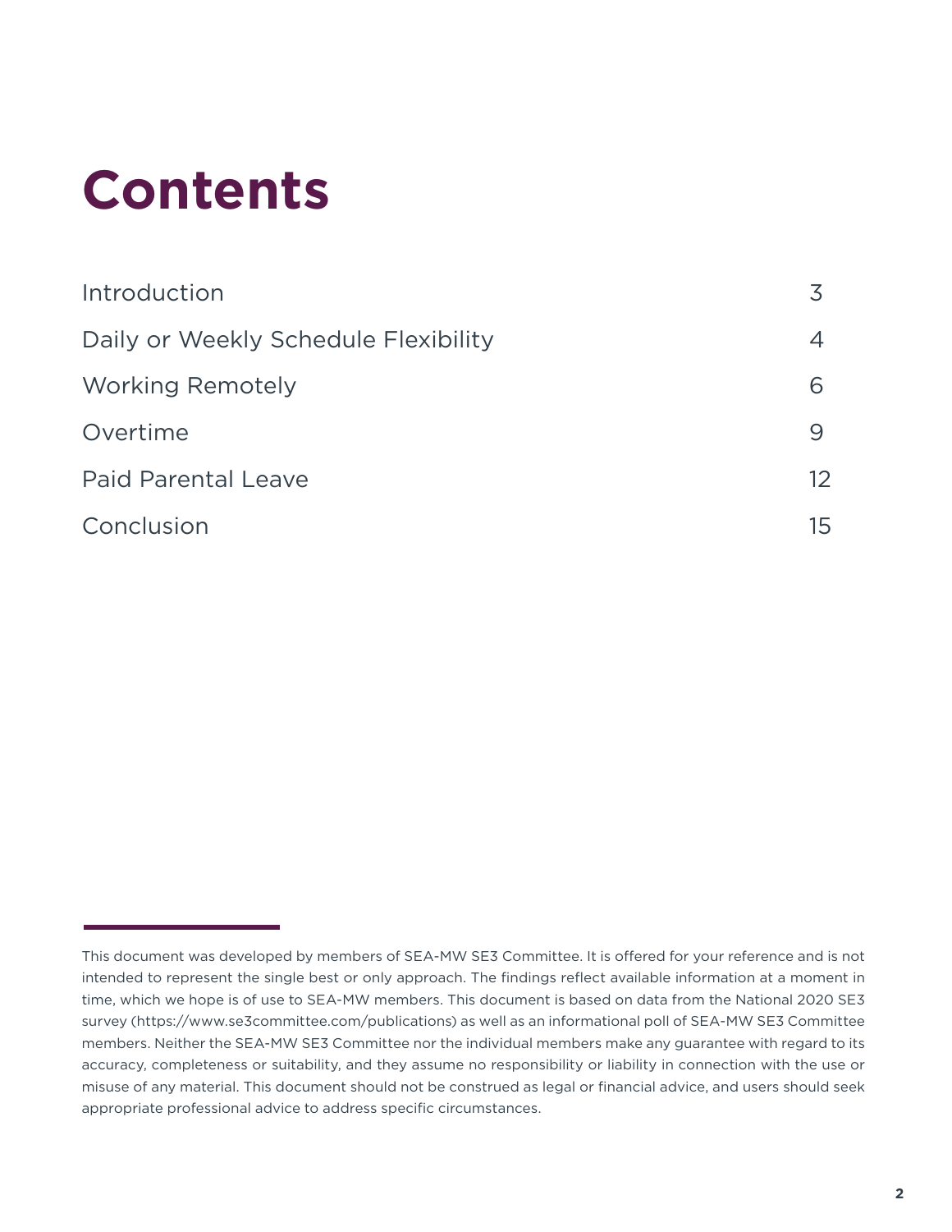# Contents

| | |
|---|---|
| Introduction | 3 |
| Daily or Weekly Schedule Flexibility | 4 |
| Working Remotely | 6 |
| Overtime | 9 |
| Paid Parental Leave | 12 |
| Conclusion | 15 |

This document was developed by members of SEA-MW SE3 Committee. It is offered for your reference and is not intended to represent the single best or only approach. The findings reflect available information at a moment in time, which we hope is of use to SEA-MW members. This document is based on data from the National 2020 SE3 survey (https://www.se3committee.com/publications) as well as an informational poll of SEA-MW SE3 Committee members. Neither the SEA-MW SE3 Committee nor the individual members make any guarantee with regard to its accuracy, completeness or suitability, and they assume no responsibility or liability in connection with the use or misuse of any material. This document should not be construed as legal or financial advice, and users should seek appropriate professional advice to address specific circumstances.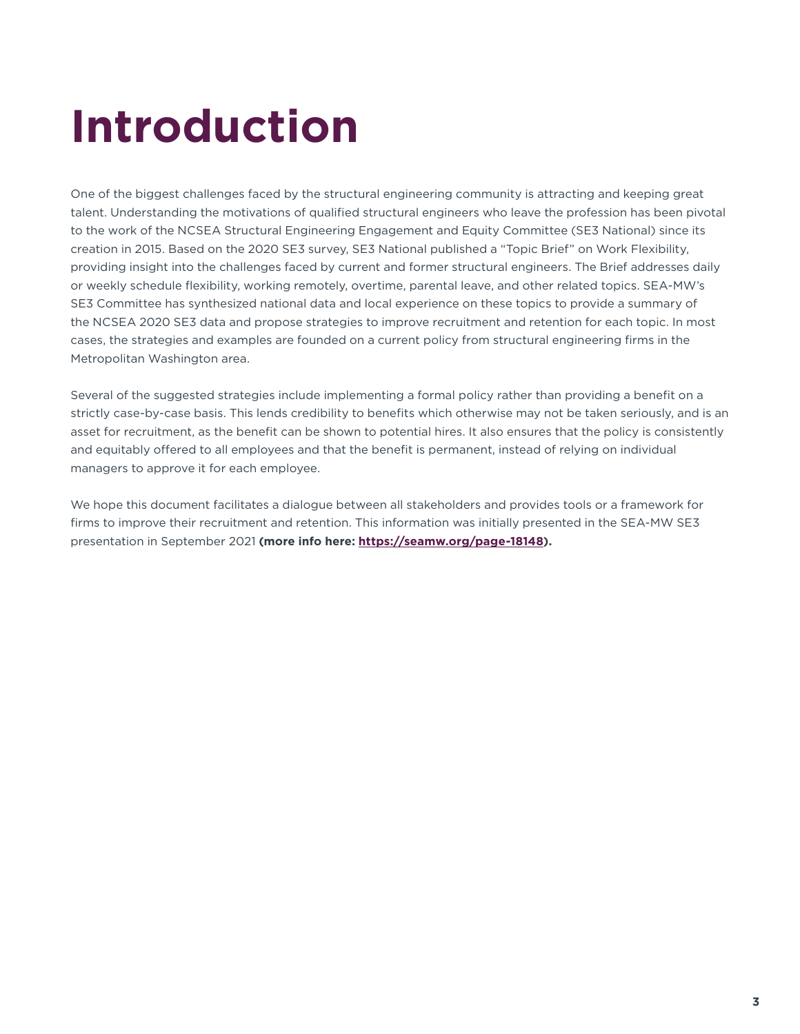# Introduction

One of the biggest challenges faced by the structural engineering community is attracting and keeping great talent. Understanding the motivations of qualified structural engineers who leave the profession has been pivotal to the work of the NCSEA Structural Engineering Engagement and Equity Committee (SE3 National) since its creation in 2015. Based on the 2020 SE3 survey, SE3 National published a "Topic Brief" on Work Flexibility, providing insight into the challenges faced by current and former structural engineers. The Brief addresses daily or weekly schedule flexibility, working remotely, overtime, parental leave, and other related topics. SEA-MW's SE3 Committee has synthesized national data and local experience on these topics to provide a summary of the NCSEA 2020 SE3 data and propose strategies to improve recruitment and retention for each topic. In most cases, the strategies and examples are founded on a current policy from structural engineering firms in the Metropolitan Washington area.

Several of the suggested strategies include implementing a formal policy rather than providing a benefit on a strictly case-by-case basis. This lends credibility to benefits which otherwise may not be taken seriously, and is an asset for recruitment, as the benefit can be shown to potential hires. It also ensures that the policy is consistently and equitably offered to all employees and that the benefit is permanent, instead of relying on individual managers to approve it for each employee.

We hope this document facilitates a dialogue between all stakeholders and provides tools or a framework for firms to improve their recruitment and retention. This information was initially presented in the SEA-MW SE3 presentation in September 2021 **(more info here: [https://seamw.org/page-18148](https://seamw.org/page-18148)).**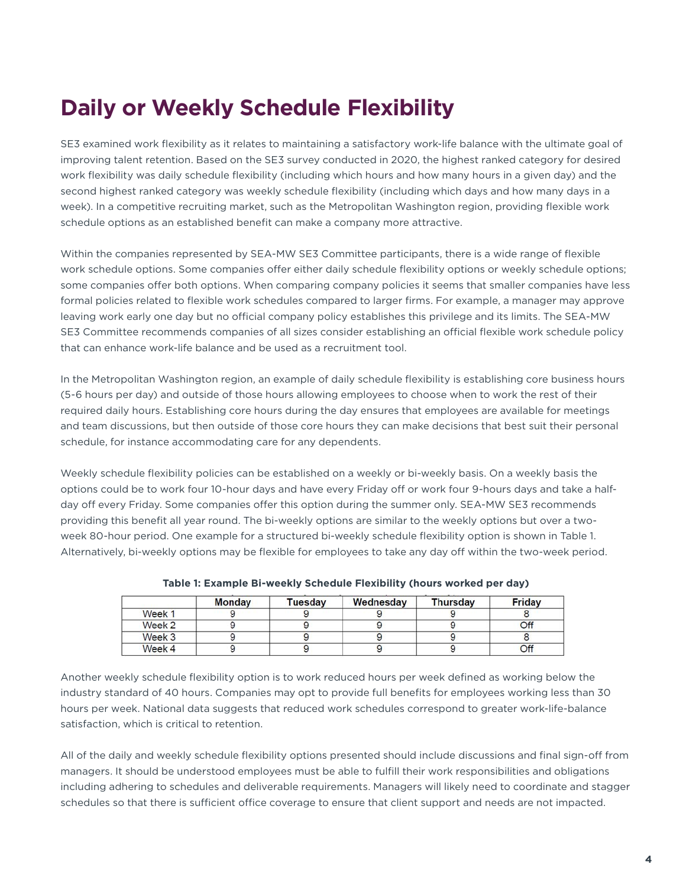# Daily or Weekly Schedule Flexibility

SE3 examined work flexibility as it relates to maintaining a satisfactory work-life balance with the ultimate goal of improving talent retention. Based on the SE3 survey conducted in 2020, the highest ranked category for desired work flexibility was daily schedule flexibility (including which hours and how many hours in a given day) and the second highest ranked category was weekly schedule flexibility (including which days and how many days in a week). In a competitive recruiting market, such as the Metropolitan Washington region, providing flexible work schedule options as an established benefit can make a company more attractive.

Within the companies represented by SEA-MW SE3 Committee participants, there is a wide range of flexible work schedule options. Some companies offer either daily schedule flexibility options or weekly schedule options; some companies offer both options. When comparing company policies it seems that smaller companies have less formal policies related to flexible work schedules compared to larger firms. For example, a manager may approve leaving work early one day but no official company policy establishes this privilege and its limits. The SEA-MW SE3 Committee recommends companies of all sizes consider establishing an official flexible work schedule policy that can enhance work-life balance and be used as a recruitment tool.

In the Metropolitan Washington region, an example of daily schedule flexibility is establishing core business hours (5-6 hours per day) and outside of those hours allowing employees to choose when to work the rest of their required daily hours. Establishing core hours during the day ensures that employees are available for meetings and team discussions, but then outside of those core hours they can make decisions that best suit their personal schedule, for instance accommodating care for any dependents.

Weekly schedule flexibility policies can be established on a weekly or bi-weekly basis. On a weekly basis the options could be to work four 10-hour days and have every Friday off or work four 9-hours days and take a half-day off every Friday. Some companies offer this option during the summer only. SEA-MW SE3 recommends providing this benefit all year round. The bi-weekly options are similar to the weekly options but over a two-week 80-hour period. One example for a structured bi-weekly schedule flexibility option is shown in Table 1. Alternatively, bi-weekly options may be flexible for employees to take any day off within the two-week period.

**Table 1: Example Bi-weekly Schedule Flexibility (hours worked per day)**

| | Monday | Tuesday | Wednesday | Thursday | Friday |
|---|---|---|---|---|---|
| Week 1 | 9 | 9 | 9 | 9 | 8 |
| Week 2 | 9 | 9 | 9 | 9 | Off |
| Week 3 | 9 | 9 | 9 | 9 | 8 |
| Week 4 | 9 | 9 | 9 | 9 | Off |

Another weekly schedule flexibility option is to work reduced hours per week defined as working below the industry standard of 40 hours. Companies may opt to provide full benefits for employees working less than 30 hours per week. National data suggests that reduced work schedules correspond to greater work-life-balance satisfaction, which is critical to retention.

All of the daily and weekly schedule flexibility options presented should include discussions and final sign-off from managers. It should be understood employees must be able to fulfill their work responsibilities and obligations including adhering to schedules and deliverable requirements. Managers will likely need to coordinate and stagger schedules so that there is sufficient office coverage to ensure that client support and needs are not impacted.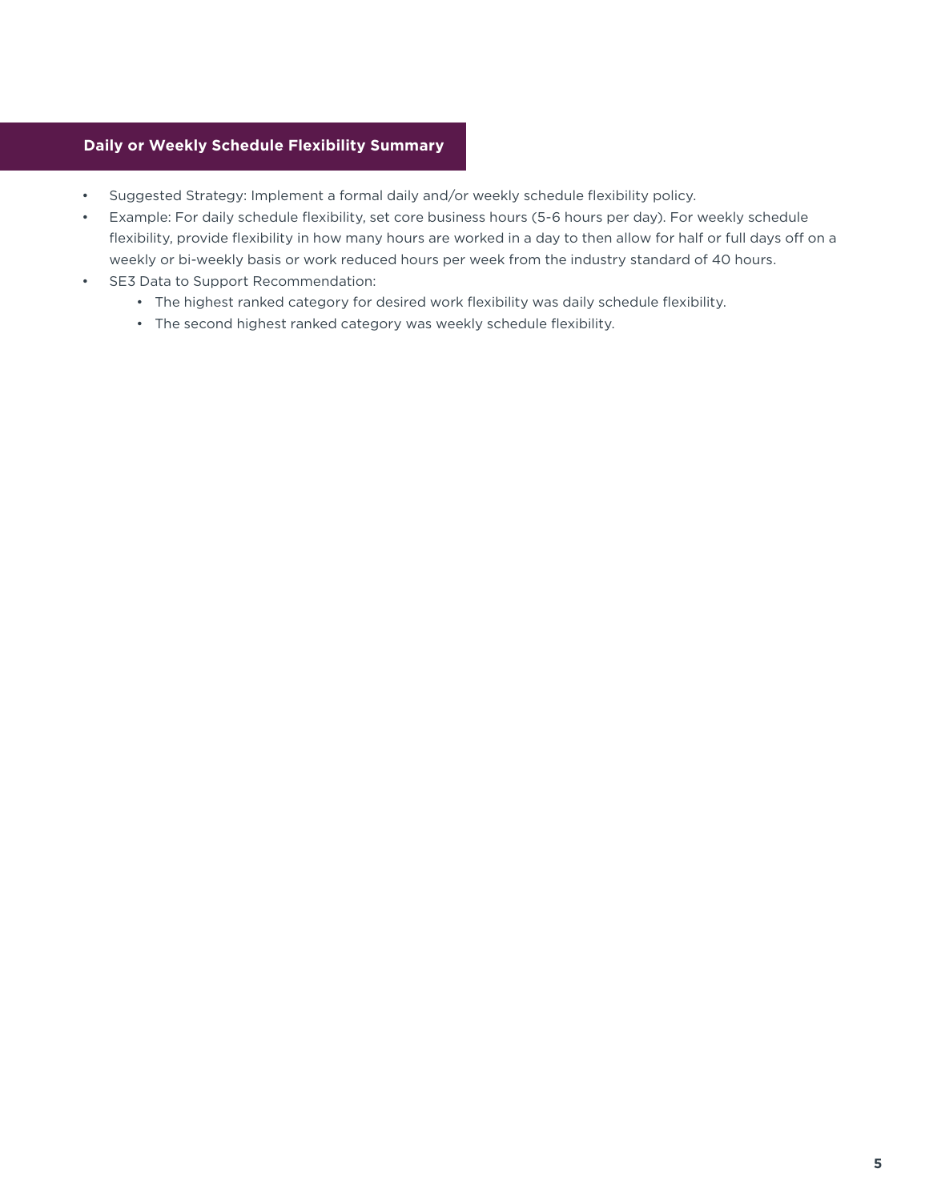## Daily or Weekly Schedule Flexibility Summary

- Suggested Strategy: Implement a formal daily and/or weekly schedule flexibility policy.
- Example: For daily schedule flexibility, set core business hours (5-6 hours per day). For weekly schedule flexibility, provide flexibility in how many hours are worked in a day to then allow for half or full days off on a weekly or bi-weekly basis or work reduced hours per week from the industry standard of 40 hours.
- SE3 Data to Support Recommendation:
  - The highest ranked category for desired work flexibility was daily schedule flexibility.
  - The second highest ranked category was weekly schedule flexibility.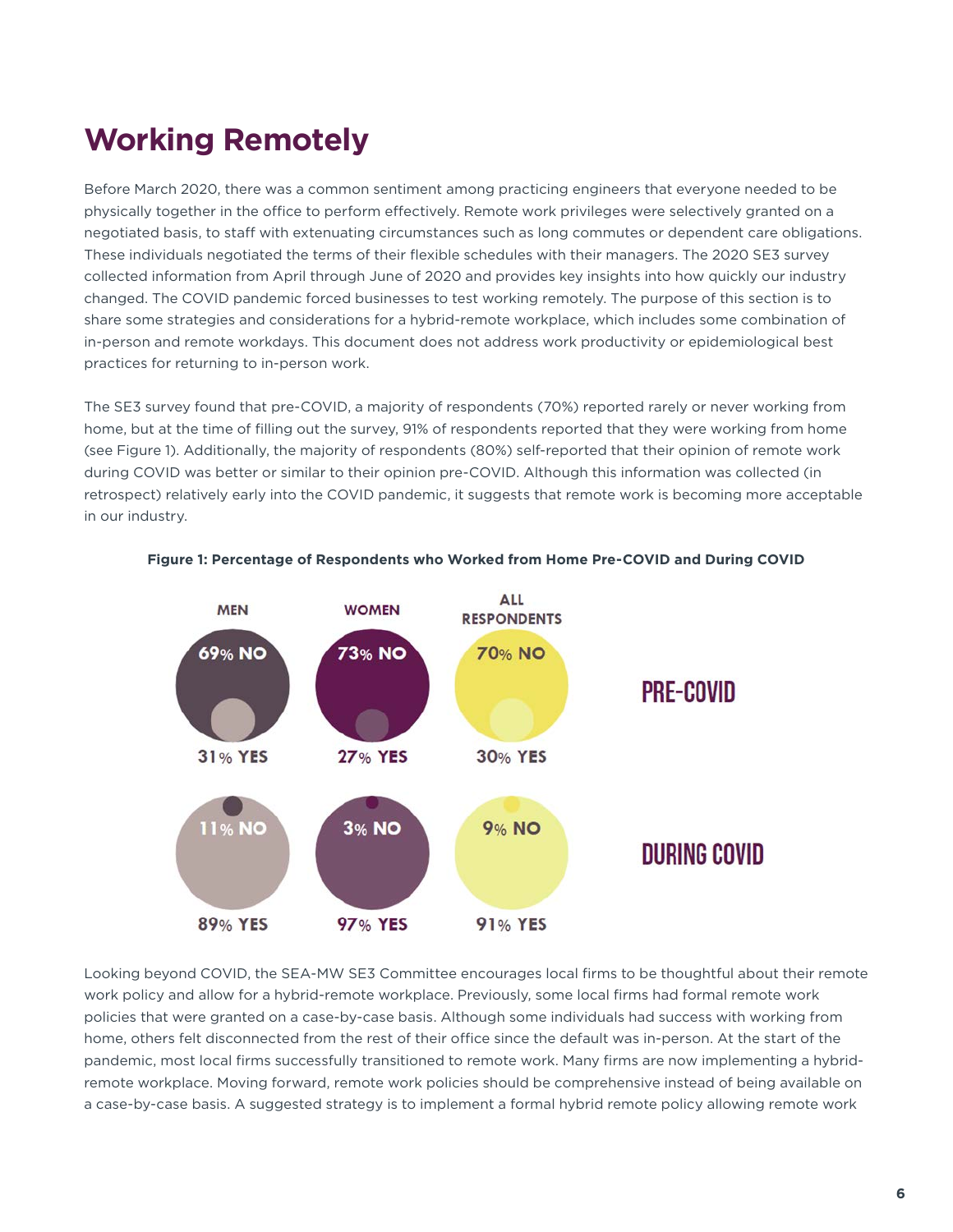# Working Remotely

Before March 2020, there was a common sentiment among practicing engineers that everyone needed to be physically together in the office to perform effectively. Remote work privileges were selectively granted on a negotiated basis, to staff with extenuating circumstances such as long commutes or dependent care obligations. These individuals negotiated the terms of their flexible schedules with their managers. The 2020 SE3 survey collected information from April through June of 2020 and provides key insights into how quickly our industry changed. The COVID pandemic forced businesses to test working remotely. The purpose of this section is to share some strategies and considerations for a hybrid-remote workplace, which includes some combination of in-person and remote workdays. This document does not address work productivity or epidemiological best practices for returning to in-person work.

The SE3 survey found that pre-COVID, a majority of respondents (70%) reported rarely or never working from home, but at the time of filling out the survey, 91% of respondents reported that they were working from home (see Figure 1). Additionally, the majority of respondents (80%) self-reported that their opinion of remote work during COVID was better or similar to their opinion pre-COVID. Although this information was collected (in retrospect) relatively early into the COVID pandemic, it suggests that remote work is becoming more acceptable in our industry.

**Figure 1: Percentage of Respondents who Worked from Home Pre-COVID and During COVID**

| | MEN | WOMEN | ALL RESPONDENTS |
|---|---|---|---|
| PRE-COVID | 69% NO / 31% YES | 73% NO / 27% YES | 70% NO / 30% YES |
| DURING COVID | 11% NO / 89% YES | 3% NO / 97% YES | 9% NO / 91% YES |

Looking beyond COVID, the SEA-MW SE3 Committee encourages local firms to be thoughtful about their remote work policy and allow for a hybrid-remote workplace. Previously, some local firms had formal remote work policies that were granted on a case-by-case basis. Although some individuals had success with working from home, others felt disconnected from the rest of their office since the default was in-person. At the start of the pandemic, most local firms successfully transitioned to remote work. Many firms are now implementing a hybrid-remote workplace. Moving forward, remote work policies should be comprehensive instead of being available on a case-by-case basis. A suggested strategy is to implement a formal hybrid remote policy allowing remote work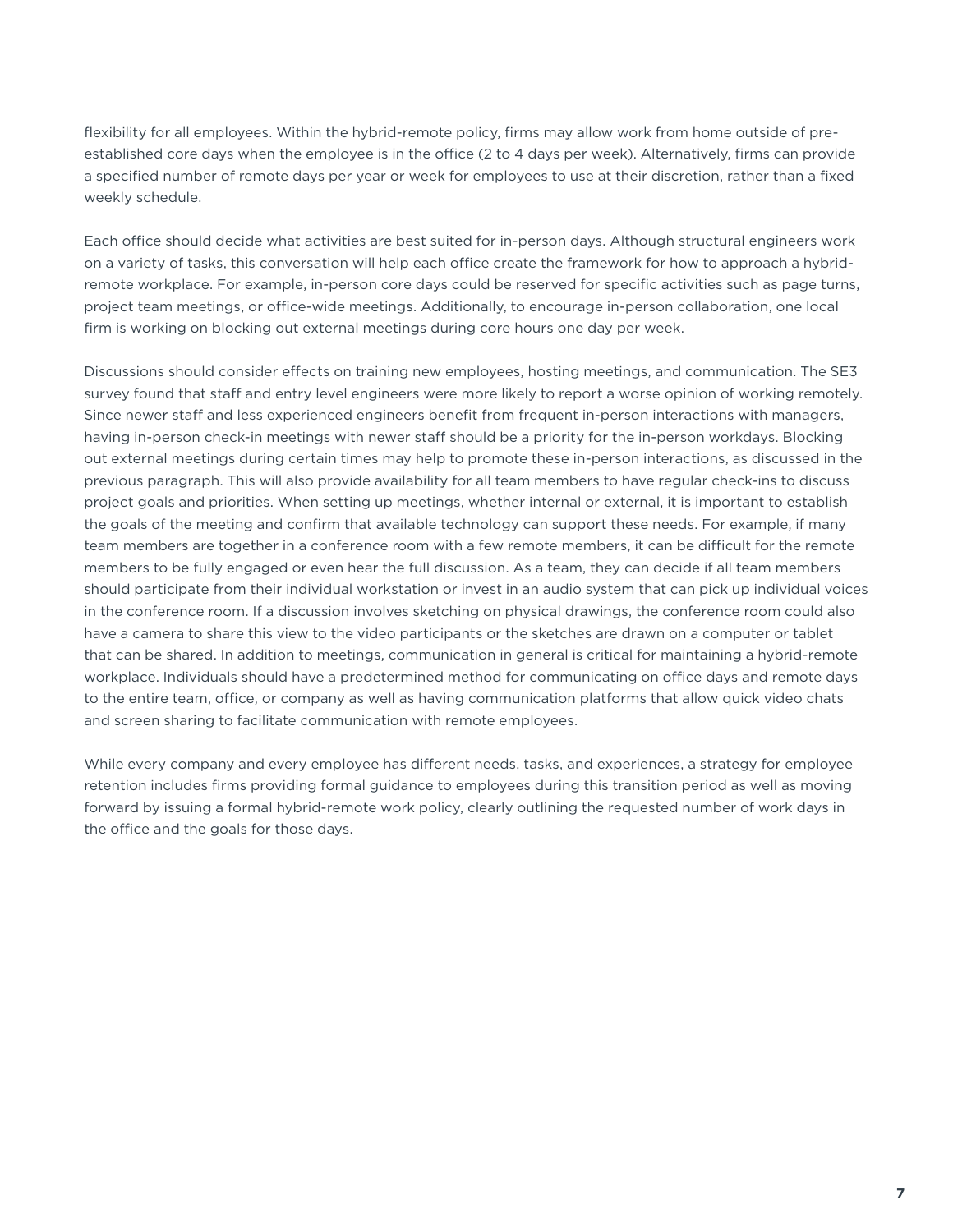flexibility for all employees. Within the hybrid-remote policy, firms may allow work from home outside of pre-established core days when the employee is in the office (2 to 4 days per week). Alternatively, firms can provide a specified number of remote days per year or week for employees to use at their discretion, rather than a fixed weekly schedule.

Each office should decide what activities are best suited for in-person days. Although structural engineers work on a variety of tasks, this conversation will help each office create the framework for how to approach a hybrid-remote workplace. For example, in-person core days could be reserved for specific activities such as page turns, project team meetings, or office-wide meetings. Additionally, to encourage in-person collaboration, one local firm is working on blocking out external meetings during core hours one day per week.

Discussions should consider effects on training new employees, hosting meetings, and communication. The SE3 survey found that staff and entry level engineers were more likely to report a worse opinion of working remotely. Since newer staff and less experienced engineers benefit from frequent in-person interactions with managers, having in-person check-in meetings with newer staff should be a priority for the in-person workdays. Blocking out external meetings during certain times may help to promote these in-person interactions, as discussed in the previous paragraph. This will also provide availability for all team members to have regular check-ins to discuss project goals and priorities. When setting up meetings, whether internal or external, it is important to establish the goals of the meeting and confirm that available technology can support these needs. For example, if many team members are together in a conference room with a few remote members, it can be difficult for the remote members to be fully engaged or even hear the full discussion. As a team, they can decide if all team members should participate from their individual workstation or invest in an audio system that can pick up individual voices in the conference room. If a discussion involves sketching on physical drawings, the conference room could also have a camera to share this view to the video participants or the sketches are drawn on a computer or tablet that can be shared. In addition to meetings, communication in general is critical for maintaining a hybrid-remote workplace. Individuals should have a predetermined method for communicating on office days and remote days to the entire team, office, or company as well as having communication platforms that allow quick video chats and screen sharing to facilitate communication with remote employees.

While every company and every employee has different needs, tasks, and experiences, a strategy for employee retention includes firms providing formal guidance to employees during this transition period as well as moving forward by issuing a formal hybrid-remote work policy, clearly outlining the requested number of work days in the office and the goals for those days.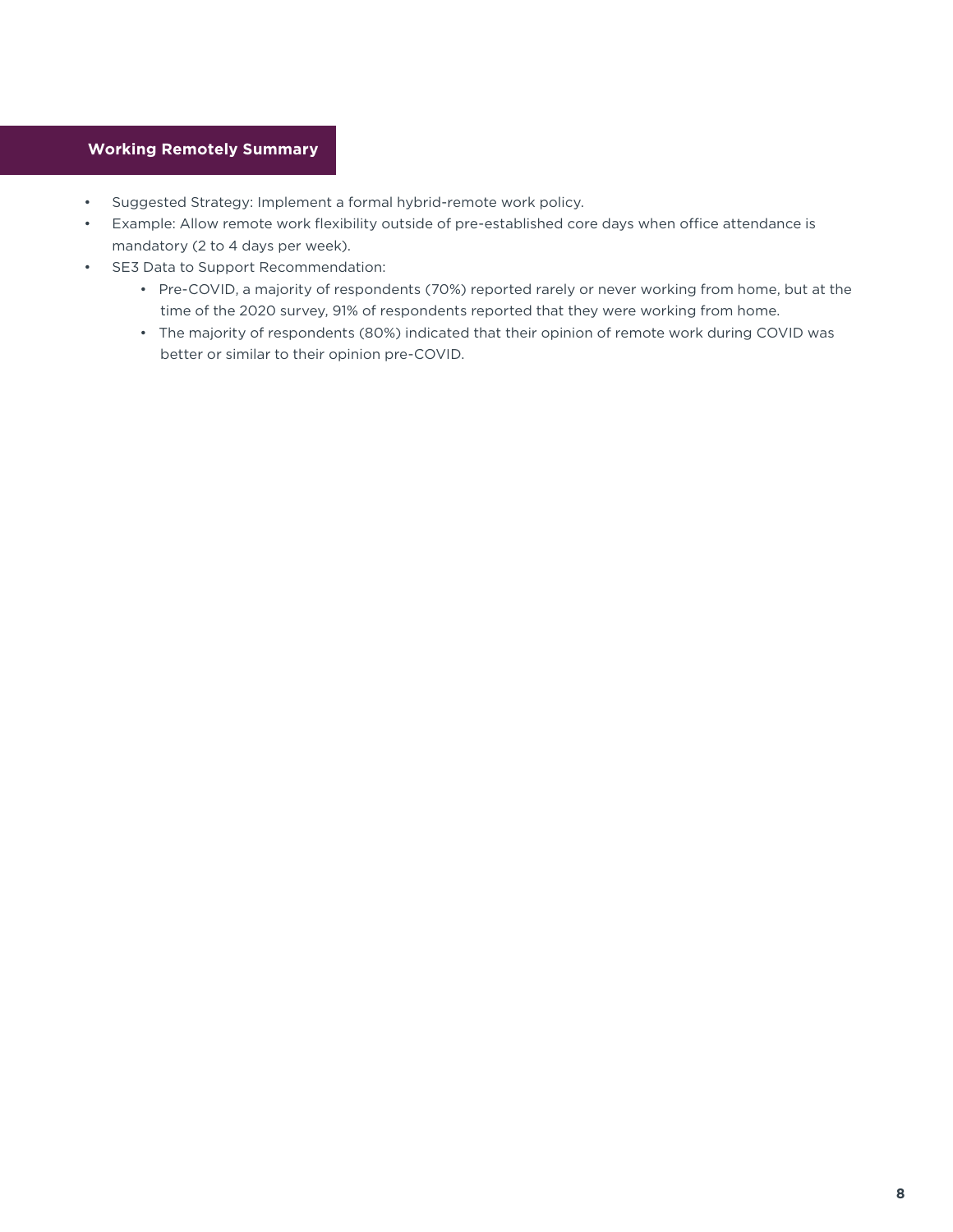## Working Remotely Summary

- Suggested Strategy: Implement a formal hybrid-remote work policy.
- Example: Allow remote work flexibility outside of pre-established core days when office attendance is mandatory (2 to 4 days per week).
- SE3 Data to Support Recommendation:
  - Pre-COVID, a majority of respondents (70%) reported rarely or never working from home, but at the time of the 2020 survey, 91% of respondents reported that they were working from home.
  - The majority of respondents (80%) indicated that their opinion of remote work during COVID was better or similar to their opinion pre-COVID.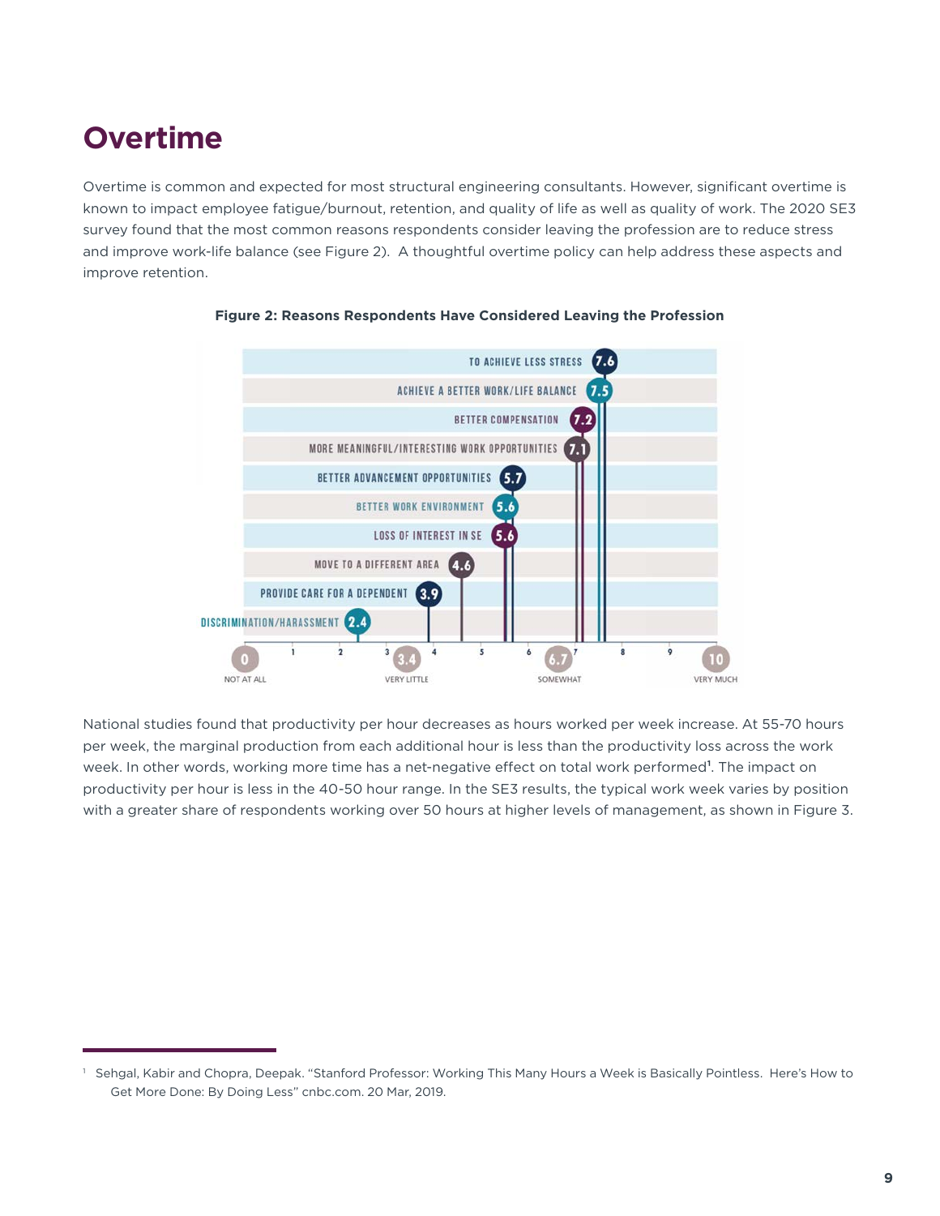# Overtime

Overtime is common and expected for most structural engineering consultants. However, significant overtime is known to impact employee fatigue/burnout, retention, and quality of life as well as quality of work. The 2020 SE3 survey found that the most common reasons respondents consider leaving the profession are to reduce stress and improve work-life balance (see Figure 2). A thoughtful overtime policy can help address these aspects and improve retention.

**Figure 2: Reasons Respondents Have Considered Leaving the Profession**

| Reason | Score |
|---|---|
| TO ACHIEVE LESS STRESS | 7.6 |
| ACHIEVE A BETTER WORK/LIFE BALANCE | 7.5 |
| BETTER COMPENSATION | 7.2 |
| MORE MEANINGFUL/INTERESTING WORK OPPORTUNITIES | 7.1 |
| BETTER ADVANCEMENT OPPORTUNITIES | 5.7 |
| BETTER WORK ENVIRONMENT | 5.6 |
| LOSS OF INTEREST IN SE | 5.6 |
| MOVE TO A DIFFERENT AREA | 4.6 |
| PROVIDE CARE FOR A DEPENDENT | 3.9 |
| DISCRIMINATION/HARASSMENT | 2.4 |

Scale: 0 NOT AT ALL; 3.4 VERY LITTLE; 6.7 SOMEWHAT; 10 VERY MUCH

National studies found that productivity per hour decreases as hours worked per week increase. At 55-70 hours per week, the marginal production from each additional hour is less than the productivity loss across the work week. In other words, working more time has a net-negative effect on total work performed[1]. The impact on productivity per hour is less in the 40-50 hour range. In the SE3 results, the typical work week varies by position with a greater share of respondents working over 50 hours at higher levels of management, as shown in Figure 3.

---

[1] Sehgal, Kabir and Chopra, Deepak. "Stanford Professor: Working This Many Hours a Week is Basically Pointless. Here's How to Get More Done: By Doing Less" cnbc.com. 20 Mar, 2019.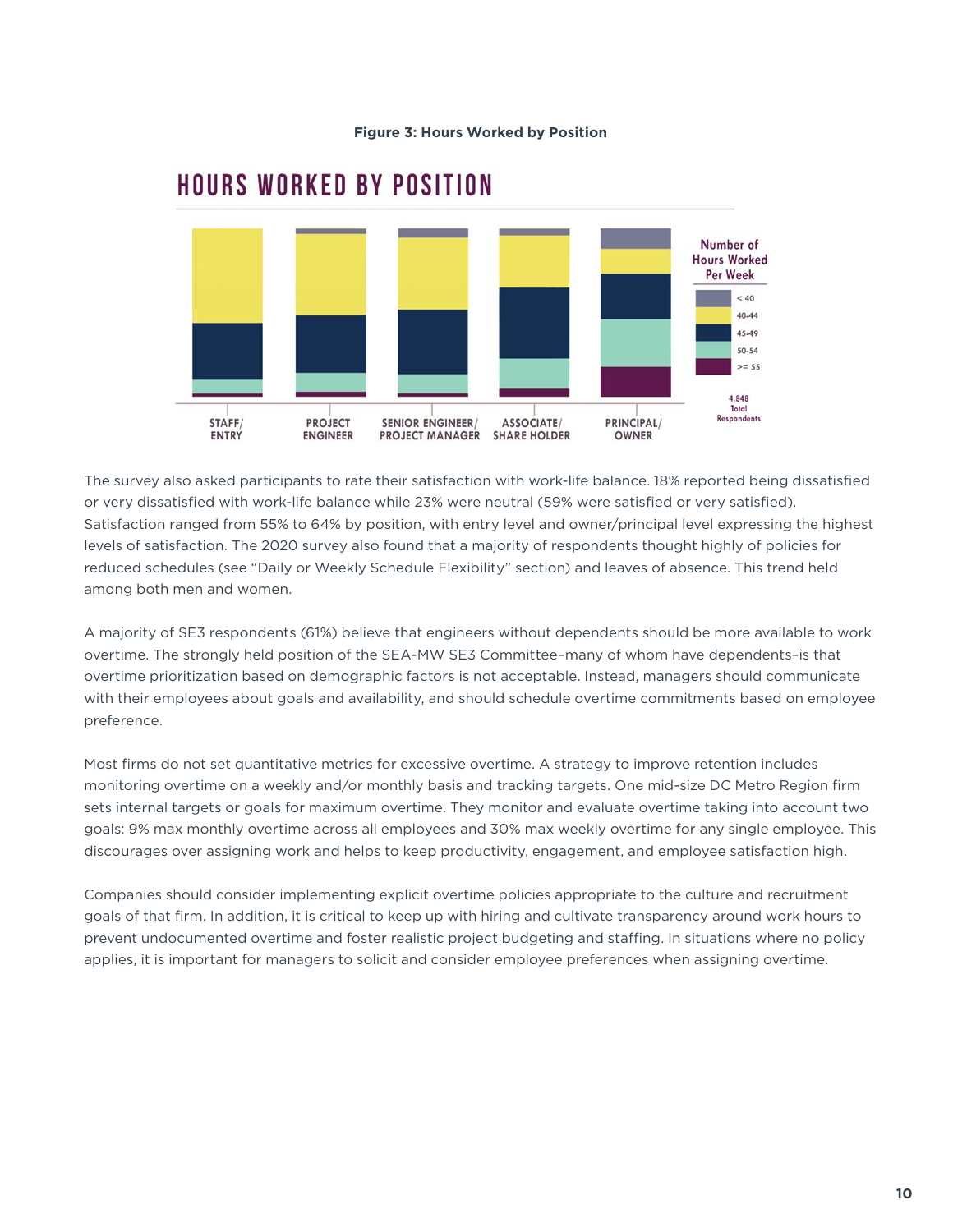**Figure 3: Hours Worked by Position**

The survey also asked participants to rate their satisfaction with work-life balance. 18% reported being dissatisfied or very dissatisfied with work-life balance while 23% were neutral (59% were satisfied or very satisfied). Satisfaction ranged from 55% to 64% by position, with entry level and owner/principal level expressing the highest levels of satisfaction. The 2020 survey also found that a majority of respondents thought highly of policies for reduced schedules (see "Daily or Weekly Schedule Flexibility" section) and leaves of absence. This trend held among both men and women.

A majority of SE3 respondents (61%) believe that engineers without dependents should be more available to work overtime. The strongly held position of the SEA-MW SE3 Committee–many of whom have dependents–is that overtime prioritization based on demographic factors is not acceptable. Instead, managers should communicate with their employees about goals and availability, and should schedule overtime commitments based on employee preference.

Most firms do not set quantitative metrics for excessive overtime. A strategy to improve retention includes monitoring overtime on a weekly and/or monthly basis and tracking targets. One mid-size DC Metro Region firm sets internal targets or goals for maximum overtime. They monitor and evaluate overtime taking into account two goals: 9% max monthly overtime across all employees and 30% max weekly overtime for any single employee. This discourages over assigning work and helps to keep productivity, engagement, and employee satisfaction high.

Companies should consider implementing explicit overtime policies appropriate to the culture and recruitment goals of that firm. In addition, it is critical to keep up with hiring and cultivate transparency around work hours to prevent undocumented overtime and foster realistic project budgeting and staffing. In situations where no policy applies, it is important for managers to solicit and consider employee preferences when assigning overtime.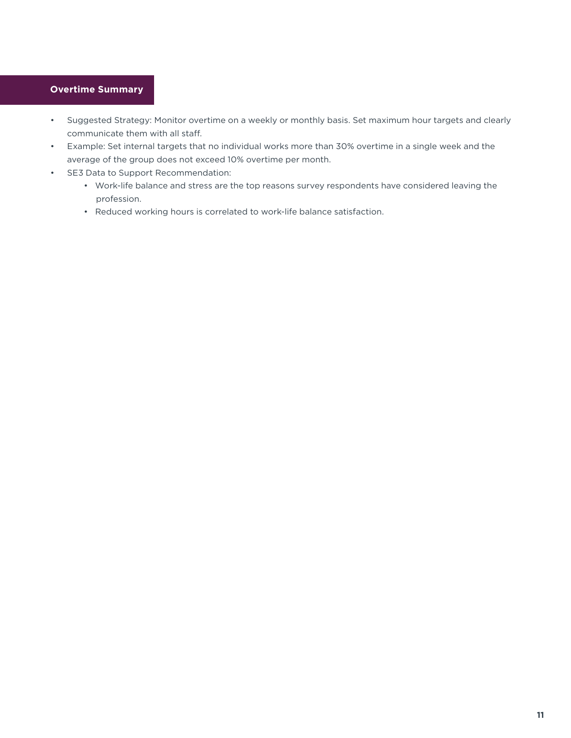## Overtime Summary

- Suggested Strategy: Monitor overtime on a weekly or monthly basis. Set maximum hour targets and clearly communicate them with all staff.
- Example: Set internal targets that no individual works more than 30% overtime in a single week and the average of the group does not exceed 10% overtime per month.
- SE3 Data to Support Recommendation:
  - Work-life balance and stress are the top reasons survey respondents have considered leaving the profession.
  - Reduced working hours is correlated to work-life balance satisfaction.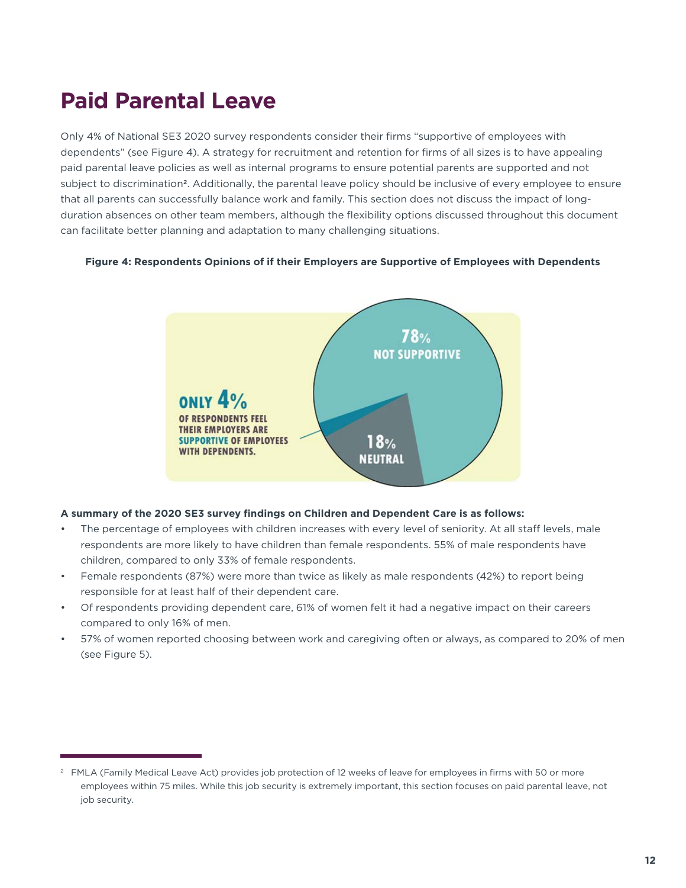# Paid Parental Leave

Only 4% of National SE3 2020 survey respondents consider their firms "supportive of employees with dependents" (see Figure 4). A strategy for recruitment and retention for firms of all sizes is to have appealing paid parental leave policies as well as internal programs to ensure potential parents are supported and not subject to discrimination[2]. Additionally, the parental leave policy should be inclusive of every employee to ensure that all parents can successfully balance work and family. This section does not discuss the impact of long-duration absences on other team members, although the flexibility options discussed throughout this document can facilitate better planning and adaptation to many challenging situations.

**Figure 4: Respondents Opinions of if their Employers are Supportive of Employees with Dependents**

ONLY 4% OF RESPONDENTS FEEL THEIR EMPLOYERS ARE SUPPORTIVE OF EMPLOYEES WITH DEPENDENTS.

78% NOT SUPPORTIVE

18% NEUTRAL

**A summary of the 2020 SE3 survey findings on Children and Dependent Care is as follows:**

- The percentage of employees with children increases with every level of seniority. At all staff levels, male respondents are more likely to have children than female respondents. 55% of male respondents have children, compared to only 33% of female respondents.
- Female respondents (87%) were more than twice as likely as male respondents (42%) to report being responsible for at least half of their dependent care.
- Of respondents providing dependent care, 61% of women felt it had a negative impact on their careers compared to only 16% of men.
- 57% of women reported choosing between work and caregiving often or always, as compared to 20% of men (see Figure 5).

---

[2] FMLA (Family Medical Leave Act) provides job protection of 12 weeks of leave for employees in firms with 50 or more employees within 75 miles. While this job security is extremely important, this section focuses on paid parental leave, not job security.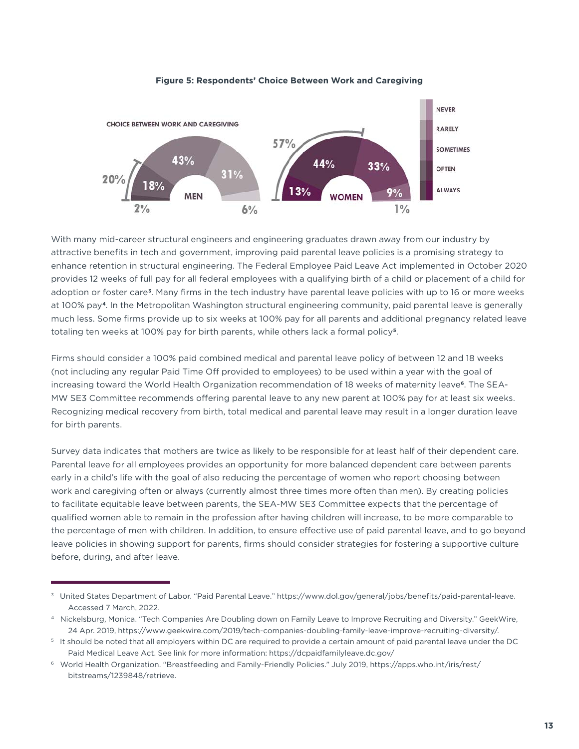**Figure 5: Respondents' Choice Between Work and Caregiving**

CHOICE BETWEEN WORK AND CAREGIVING

| | Always | Often | Sometimes | Rarely | Never |
|---|---|---|---|---|---|
| MEN | 2% | 18% | 43% | 31% | 6% |
| WOMEN | 13% | 44% | 33% | 9% | 1% |

Always + Often: Men 20%, Women 57%

With many mid-career structural engineers and engineering graduates drawn away from our industry by attractive benefits in tech and government, improving paid parental leave policies is a promising strategy to enhance retention in structural engineering. The Federal Employee Paid Leave Act implemented in October 2020 provides 12 weeks of full pay for all federal employees with a qualifying birth of a child or placement of a child for adoption or foster care[3]. Many firms in the tech industry have parental leave policies with up to 16 or more weeks at 100% pay[4]. In the Metropolitan Washington structural engineering community, paid parental leave is generally much less. Some firms provide up to six weeks at 100% pay for all parents and additional pregnancy related leave totaling ten weeks at 100% pay for birth parents, while others lack a formal policy[5].

Firms should consider a 100% paid combined medical and parental leave policy of between 12 and 18 weeks (not including any regular Paid Time Off provided to employees) to be used within a year with the goal of increasing toward the World Health Organization recommendation of 18 weeks of maternity leave[6]. The SEA-MW SE3 Committee recommends offering parental leave to any new parent at 100% pay for at least six weeks. Recognizing medical recovery from birth, total medical and parental leave may result in a longer duration leave for birth parents.

Survey data indicates that mothers are twice as likely to be responsible for at least half of their dependent care. Parental leave for all employees provides an opportunity for more balanced dependent care between parents early in a child's life with the goal of also reducing the percentage of women who report choosing between work and caregiving often or always (currently almost three times more often than men). By creating policies to facilitate equitable leave between parents, the SEA-MW SE3 Committee expects that the percentage of qualified women able to remain in the profession after having children will increase, to be more comparable to the percentage of men with children. In addition, to ensure effective use of paid parental leave, and to go beyond leave policies in showing support for parents, firms should consider strategies for fostering a supportive culture before, during, and after leave.

---

[3] United States Department of Labor. "Paid Parental Leave." https://www.dol.gov/general/jobs/benefits/paid-parental-leave. Accessed 7 March, 2022.

[4] Nickelsburg, Monica. "Tech Companies Are Doubling down on Family Leave to Improve Recruiting and Diversity." GeekWire, 24 Apr. 2019, https://www.geekwire.com/2019/tech-companies-doubling-family-leave-improve-recruiting-diversity/.

[5] It should be noted that all employers within DC are required to provide a certain amount of paid parental leave under the DC Paid Medical Leave Act. See link for more information: https://dcpaidfamilyleave.dc.gov/

[6] World Health Organization. "Breastfeeding and Family-Friendly Policies." July 2019, https://apps.who.int/iris/rest/bitstreams/1239848/retrieve.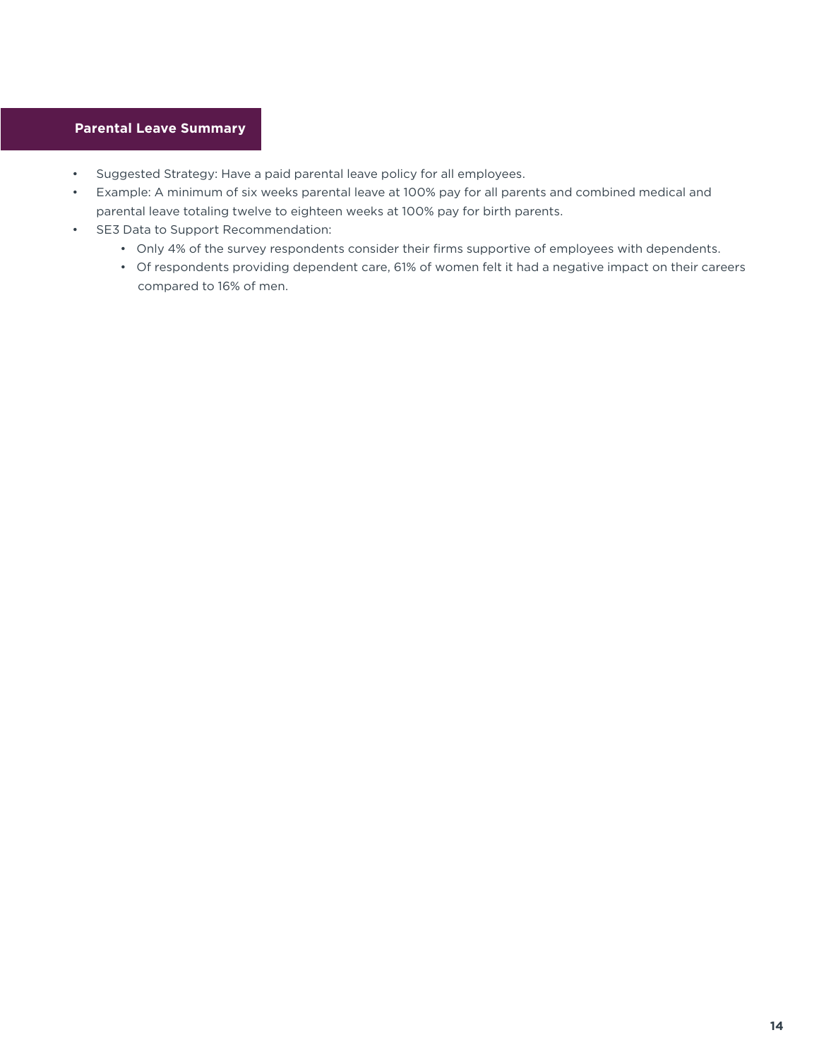## Parental Leave Summary

- Suggested Strategy: Have a paid parental leave policy for all employees.
- Example: A minimum of six weeks parental leave at 100% pay for all parents and combined medical and parental leave totaling twelve to eighteen weeks at 100% pay for birth parents.
- SE3 Data to Support Recommendation:
  - Only 4% of the survey respondents consider their firms supportive of employees with dependents.
  - Of respondents providing dependent care, 61% of women felt it had a negative impact on their careers compared to 16% of men.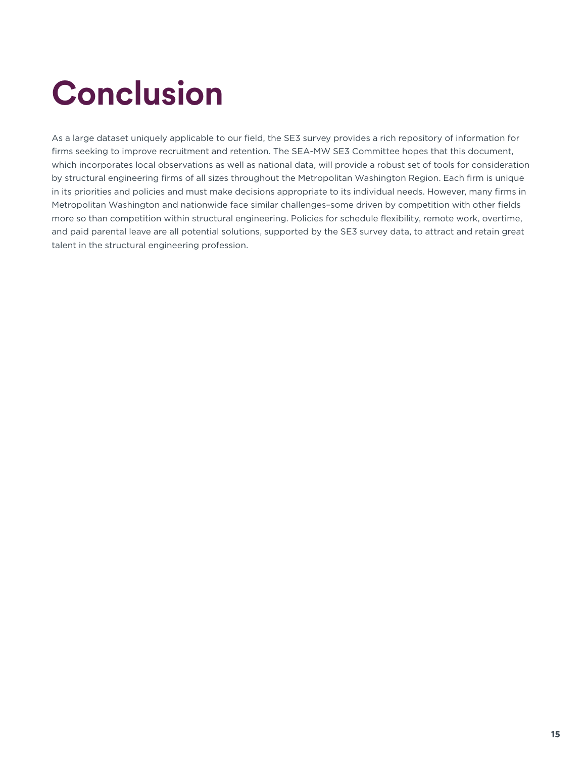# Conclusion

As a large dataset uniquely applicable to our field, the SE3 survey provides a rich repository of information for firms seeking to improve recruitment and retention. The SEA-MW SE3 Committee hopes that this document, which incorporates local observations as well as national data, will provide a robust set of tools for consideration by structural engineering firms of all sizes throughout the Metropolitan Washington Region. Each firm is unique in its priorities and policies and must make decisions appropriate to its individual needs. However, many firms in Metropolitan Washington and nationwide face similar challenges–some driven by competition with other fields more so than competition within structural engineering. Policies for schedule flexibility, remote work, overtime, and paid parental leave are all potential solutions, supported by the SE3 survey data, to attract and retain great talent in the structural engineering profession.